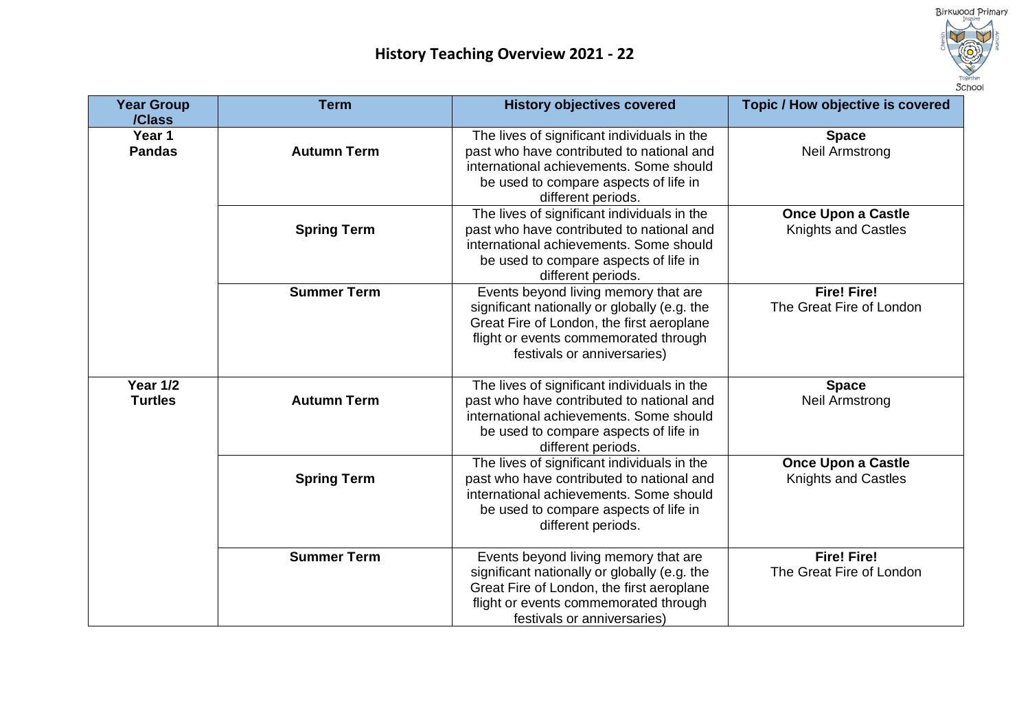# History Teaching Overview 2021 - 22

| Year Group /Class | Term | History objectives covered | Topic / How objective is covered |
|---|---|---|---|
| **Year 1 Pandas** | **Autumn Term** | The lives of significant individuals in the past who have contributed to national and international achievements. Some should be used to compare aspects of life in different periods. | **Space** Neil Armstrong |
| | **Spring Term** | The lives of significant individuals in the past who have contributed to national and international achievements. Some should be used to compare aspects of life in different periods. | **Once Upon a Castle** Knights and Castles |
| | **Summer Term** | Events beyond living memory that are significant nationally or globally (e.g. the Great Fire of London, the first aeroplane flight or events commemorated through festivals or anniversaries) | **Fire! Fire!** The Great Fire of London |
| **Year 1/2 Turtles** | **Autumn Term** | The lives of significant individuals in the past who have contributed to national and international achievements. Some should be used to compare aspects of life in different periods. | **Space** Neil Armstrong |
| | **Spring Term** | The lives of significant individuals in the past who have contributed to national and international achievements. Some should be used to compare aspects of life in different periods. | **Once Upon a Castle** Knights and Castles |
| | **Summer Term** | Events beyond living memory that are significant nationally or globally (e.g. the Great Fire of London, the first aeroplane flight or events commemorated through festivals or anniversaries) | **Fire! Fire!** The Great Fire of London |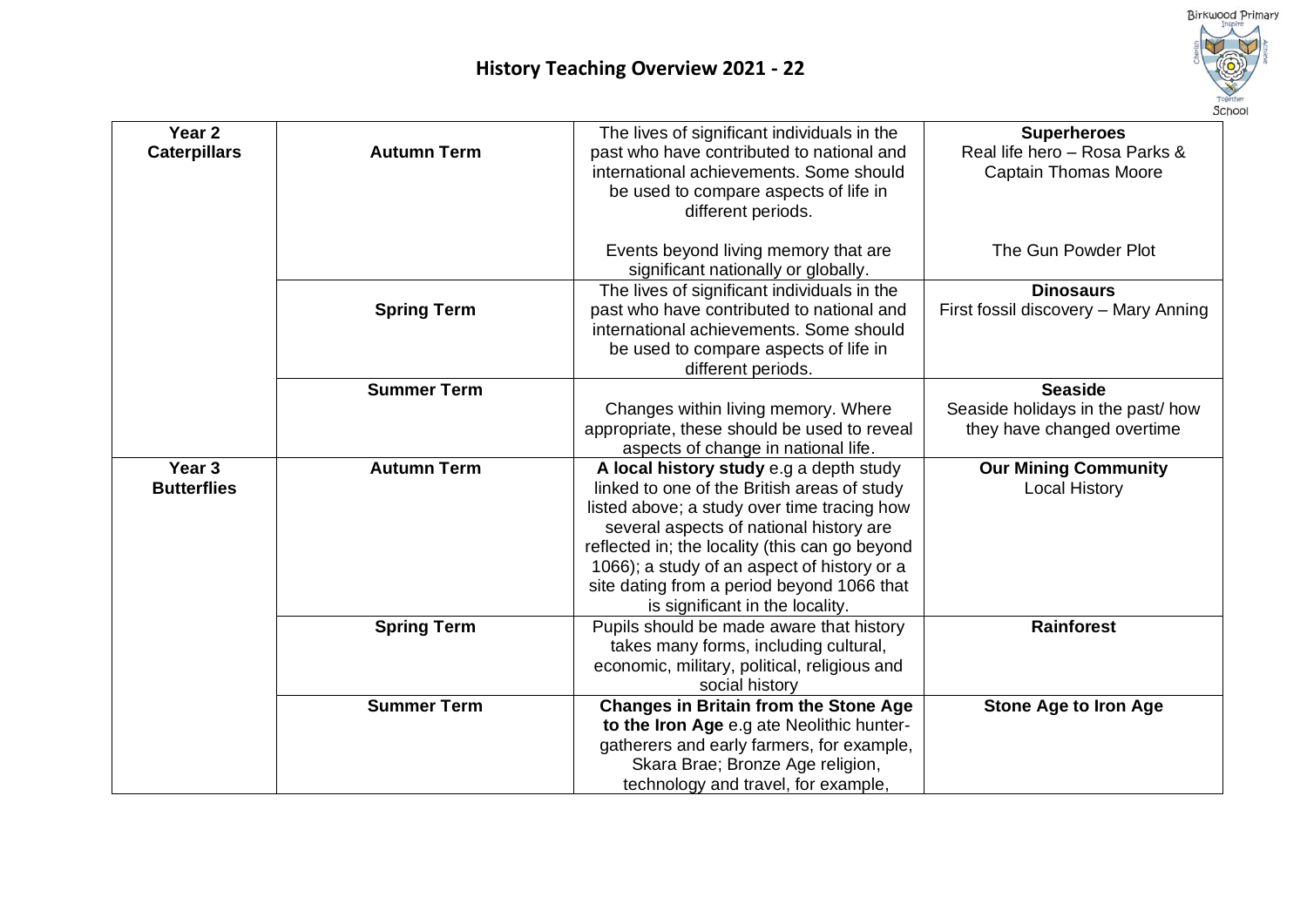# History Teaching Overview 2021 - 22

| | | | |
|---|---|---|---|
| **Year 2 Caterpillars** | **Autumn Term** | The lives of significant individuals in the past who have contributed to national and international achievements. Some should be used to compare aspects of life in different periods.<br><br>Events beyond living memory that are significant nationally or globally. | **Superheroes**<br>Real life hero – Rosa Parks & Captain Thomas Moore<br><br>The Gun Powder Plot |
| | **Spring Term** | The lives of significant individuals in the past who have contributed to national and international achievements. Some should be used to compare aspects of life in different periods. | **Dinosaurs**<br>First fossil discovery – Mary Anning |
| | **Summer Term** | Changes within living memory. Where appropriate, these should be used to reveal aspects of change in national life. | **Seaside**<br>Seaside holidays in the past/ how they have changed overtime |
| **Year 3 Butterflies** | **Autumn Term** | **A local history study** e.g a depth study linked to one of the British areas of study listed above; a study over time tracing how several aspects of national history are reflected in; the locality (this can go beyond 1066); a study of an aspect of history or a site dating from a period beyond 1066 that is significant in the locality. | **Our Mining Community**<br>Local History |
| | **Spring Term** | Pupils should be made aware that history takes many forms, including cultural, economic, military, political, religious and social history | **Rainforest** |
| | **Summer Term** | **Changes in Britain from the Stone Age to the Iron Age** e.g ate Neolithic hunter-gatherers and early farmers, for example, Skara Brae; Bronze Age religion, technology and travel, for example, | **Stone Age to Iron Age** |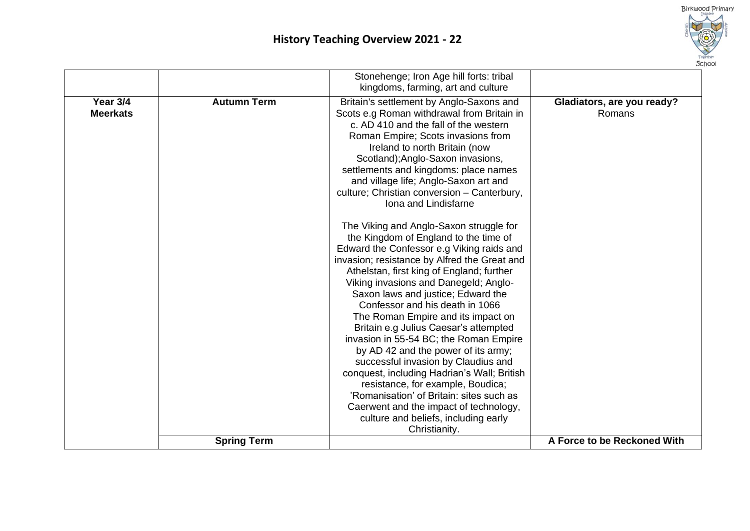## History Teaching Overview 2021 - 22

| | | | |
|---|---|---|---|
| | | Stonehenge; Iron Age hill forts: tribal kingdoms, farming, art and culture | |
| **Year 3/4 Meerkats** | **Autumn Term** | Britain's settlement by Anglo-Saxons and Scots e.g Roman withdrawal from Britain in c. AD 410 and the fall of the western Roman Empire; Scots invasions from Ireland to north Britain (now Scotland);Anglo-Saxon invasions, settlements and kingdoms: place names and village life; Anglo-Saxon art and culture; Christian conversion – Canterbury, Iona and Lindisfarne<br><br>The Viking and Anglo-Saxon struggle for the Kingdom of England to the time of Edward the Confessor e.g Viking raids and invasion; resistance by Alfred the Great and Athelstan, first king of England; further Viking invasions and Danegeld; Anglo-Saxon laws and justice; Edward the Confessor and his death in 1066<br>The Roman Empire and its impact on Britain e.g Julius Caesar's attempted invasion in 55-54 BC; the Roman Empire by AD 42 and the power of its army; successful invasion by Claudius and conquest, including Hadrian's Wall; British resistance, for example, Boudica; 'Romanisation' of Britain: sites such as Caerwent and the impact of technology, culture and beliefs, including early Christianity. | **Gladiators, are you ready?**<br>Romans |
| | **Spring Term** | | **A Force to be Reckoned With** |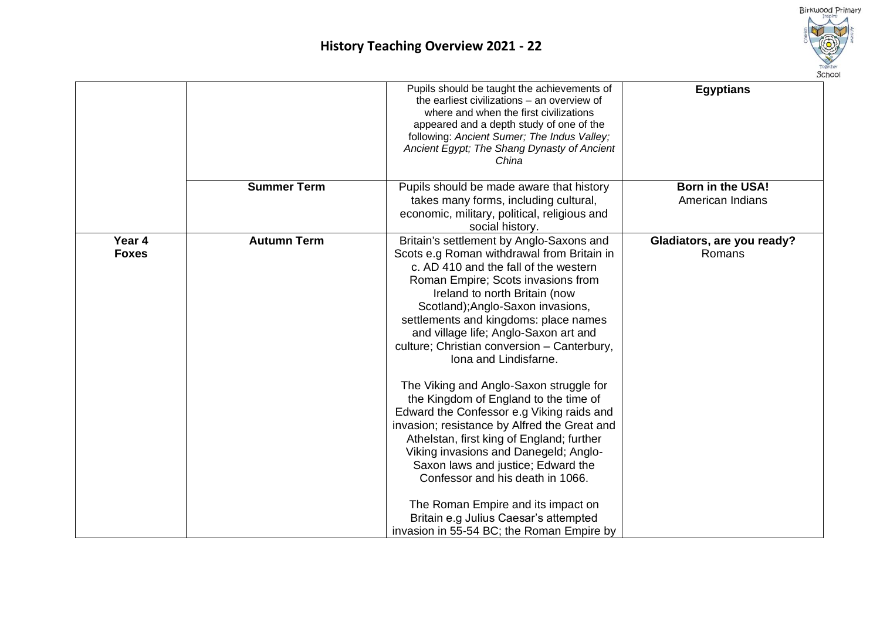## History Teaching Overview 2021 - 22

| | | | |
|---|---|---|---|
| | | Pupils should be taught the achievements of the earliest civilizations – an overview of where and when the first civilizations appeared and a depth study of one of the following: *Ancient Sumer; The Indus Valley; Ancient Egypt; The Shang Dynasty of Ancient China* | **Egyptians** |
| | **Summer Term** | Pupils should be made aware that history takes many forms, including cultural, economic, military, political, religious and social history. | **Born in the USA!** American Indians |
| **Year 4 Foxes** | **Autumn Term** | Britain's settlement by Anglo-Saxons and Scots e.g Roman withdrawal from Britain in c. AD 410 and the fall of the western Roman Empire; Scots invasions from Ireland to north Britain (now Scotland);Anglo-Saxon invasions, settlements and kingdoms: place names and village life; Anglo-Saxon art and culture; Christian conversion – Canterbury, Iona and Lindisfarne.<br><br>The Viking and Anglo-Saxon struggle for the Kingdom of England to the time of Edward the Confessor e.g Viking raids and invasion; resistance by Alfred the Great and Athelstan, first king of England; further Viking invasions and Danegeld; Anglo-Saxon laws and justice; Edward the Confessor and his death in 1066.<br><br>The Roman Empire and its impact on Britain e.g Julius Caesar's attempted invasion in 55-54 BC; the Roman Empire by | **Gladiators, are you ready?** Romans |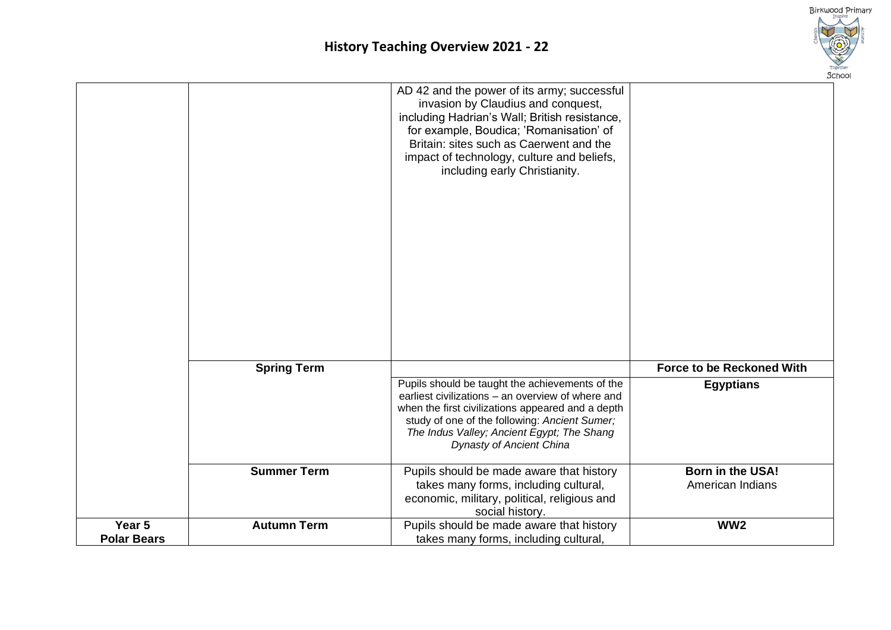# History Teaching Overview 2021 - 22

| | | | |
|---|---|---|---|
| | | AD 42 and the power of its army; successful invasion by Claudius and conquest, including Hadrian's Wall; British resistance, for example, Boudica; 'Romanisation' of Britain: sites such as Caerwent and the impact of technology, culture and beliefs, including early Christianity. | |
| | **Spring Term** | | **Force to be Reckoned With** |
| | | Pupils should be taught the achievements of the earliest civilizations – an overview of where and when the first civilizations appeared and a depth study of one of the following: *Ancient Sumer; The Indus Valley; Ancient Egypt; The Shang Dynasty of Ancient China* | **Egyptians** |
| | **Summer Term** | Pupils should be made aware that history takes many forms, including cultural, economic, military, political, religious and social history. | **Born in the USA!**<br>American Indians |
| **Year 5**<br>**Polar Bears** | **Autumn Term** | Pupils should be made aware that history takes many forms, including cultural, | **WW2** |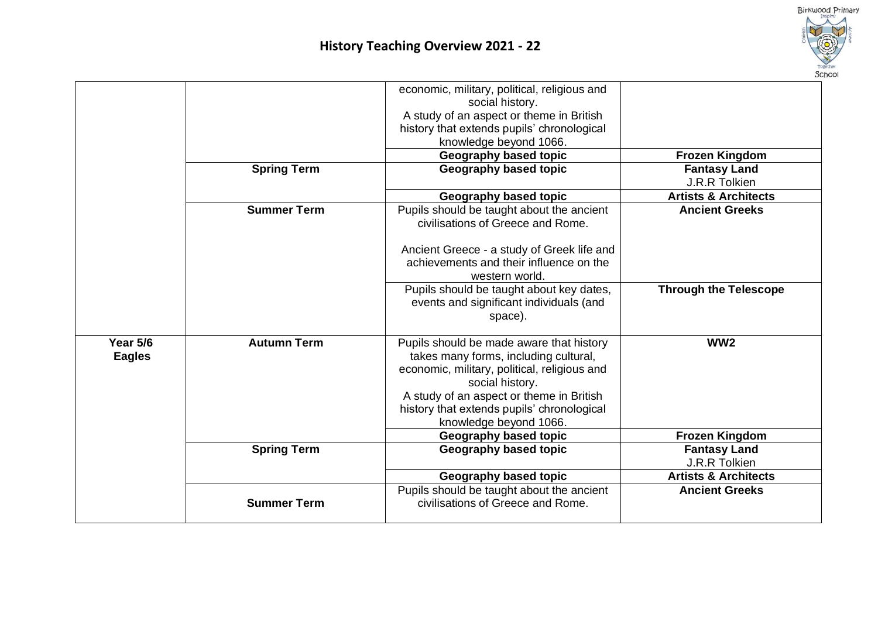# History Teaching Overview 2021 - 22

| | | | |
|---|---|---|---|
| | | economic, military, political, religious and social history. A study of an aspect or theme in British history that extends pupils' chronological knowledge beyond 1066. | |
| | | **Geography based topic** | **Frozen Kingdom** |
| | **Spring Term** | **Geography based topic** | **Fantasy Land** J.R.R Tolkien |
| | | **Geography based topic** | **Artists & Architects** |
| | **Summer Term** | Pupils should be taught about the ancient civilisations of Greece and Rome. Ancient Greece - a study of Greek life and achievements and their influence on the western world. | **Ancient Greeks** |
| | | Pupils should be taught about key dates, events and significant individuals (and space). | **Through the Telescope** |
| **Year 5/6 Eagles** | **Autumn Term** | Pupils should be made aware that history takes many forms, including cultural, economic, military, political, religious and social history. A study of an aspect or theme in British history that extends pupils' chronological knowledge beyond 1066. | **WW2** |
| | | **Geography based topic** | **Frozen Kingdom** |
| | **Spring Term** | **Geography based topic** | **Fantasy Land** J.R.R Tolkien |
| | | **Geography based topic** | **Artists & Architects** |
| | **Summer Term** | Pupils should be taught about the ancient civilisations of Greece and Rome. | **Ancient Greeks** |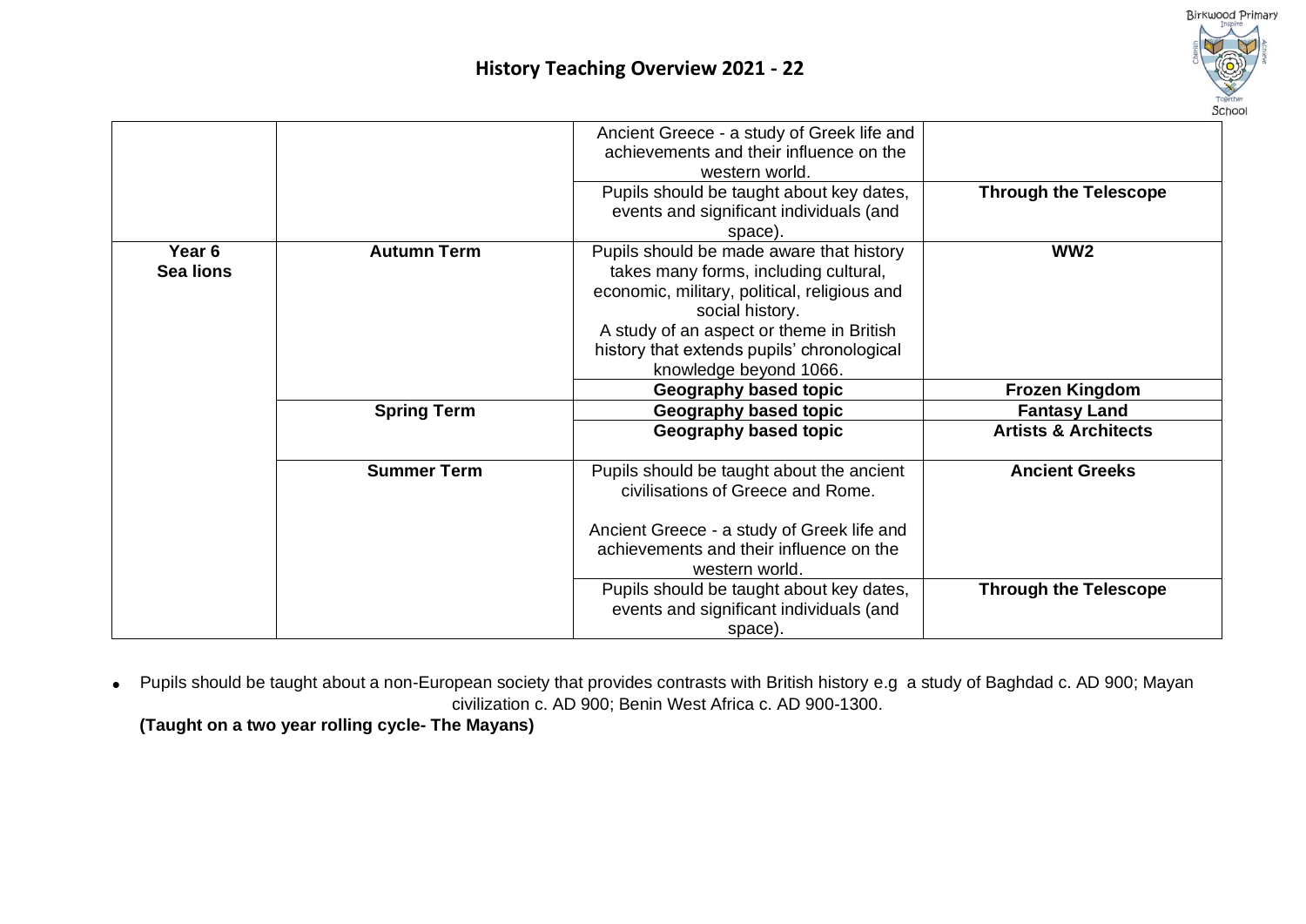# History Teaching Overview 2021 - 22

| | | | |
|---|---|---|---|
| | | Ancient Greece - a study of Greek life and achievements and their influence on the western world. | |
| | | Pupils should be taught about key dates, events and significant individuals (and space). | **Through the Telescope** |
| **Year 6 Sea lions** | **Autumn Term** | Pupils should be made aware that history takes many forms, including cultural, economic, military, political, religious and social history. A study of an aspect or theme in British history that extends pupils' chronological knowledge beyond 1066. | **WW2** |
| | | **Geography based topic** | **Frozen Kingdom** |
| | **Spring Term** | **Geography based topic** | **Fantasy Land** |
| | | **Geography based topic** | **Artists & Architects** |
| | **Summer Term** | Pupils should be taught about the ancient civilisations of Greece and Rome. Ancient Greece - a study of Greek life and achievements and their influence on the western world. | **Ancient Greeks** |
| | | Pupils should be taught about key dates, events and significant individuals (and space). | **Through the Telescope** |

- Pupils should be taught about a non-European society that provides contrasts with British history e.g a study of Baghdad c. AD 900; Mayan civilization c. AD 900; Benin West Africa c. AD 900-1300.

**(Taught on a two year rolling cycle- The Mayans)**